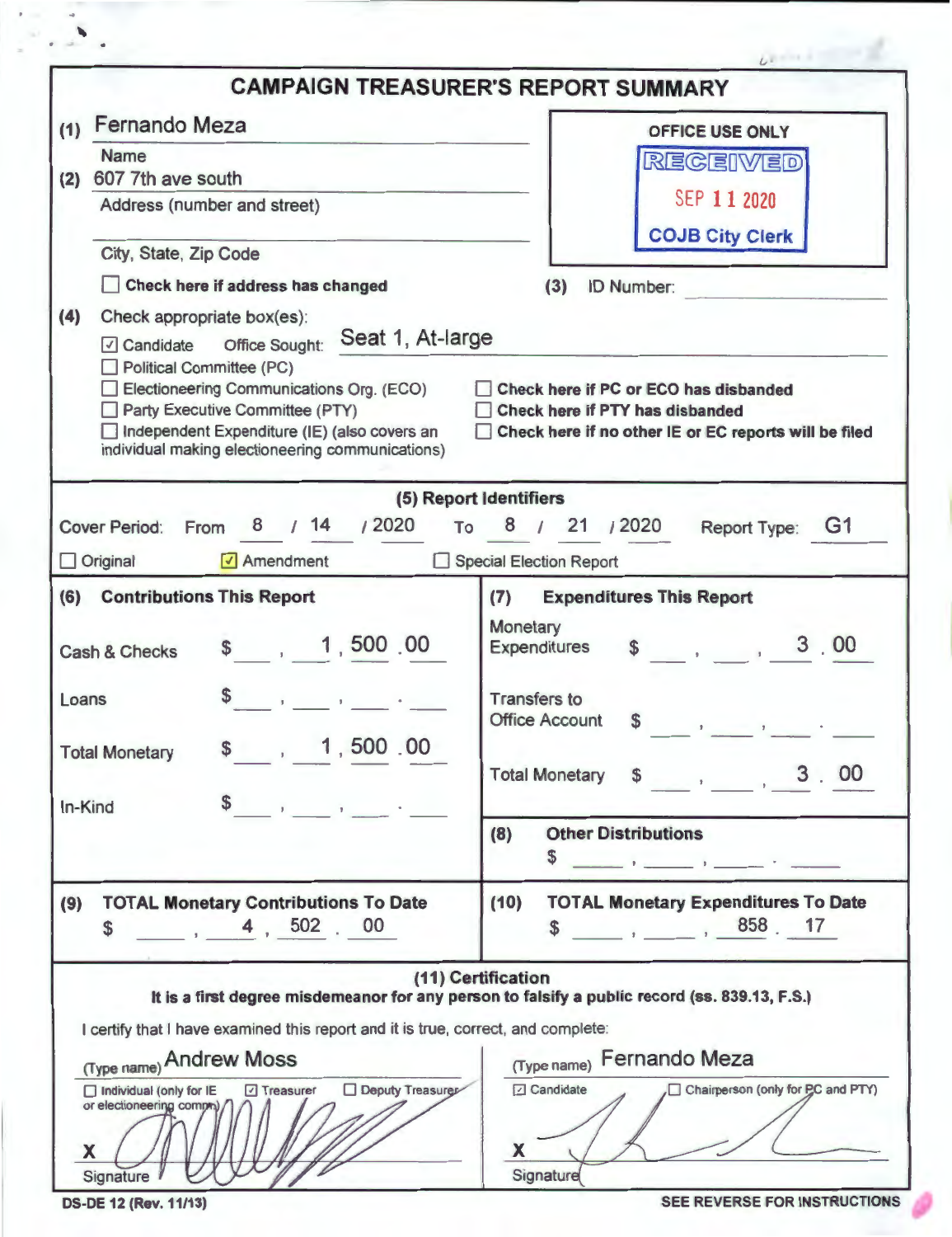# CAMPAIGN TREASURER'S REPORT SUMMARY

(1) Fernando Meza
Name

(2) 607 7th ave south
Address (number and street)

City, State, Zip Code

☐ **Check here if address has changed**

**OFFICE USE ONLY**
RECEIVED
SEP 11 2020
COJB City Clerk

(3) ID Number:

(4) Check appropriate box(es):

☑ Candidate Office Sought: Seat 1, At-large
☐ Political Committee (PC)
☐ Electioneering Communications Org. (ECO)
☐ Party Executive Committee (PTY)
☐ Independent Expenditure (IE) (also covers an individual making electioneering communications)

☐ **Check here if PC or ECO has disbanded**
☐ **Check here if PTY has disbanded**
☐ **Check here if no other IE or EC reports will be filed**

## (5) Report Identifiers

Cover Period: From 8 / 14 / 2020 To 8 / 21 / 2020 Report Type: G1

☐ Original ☑ Amendment ☐ Special Election Report

| (6) Contributions This Report | | (7) Expenditures This Report | |
|---|---|---|---|
| Cash & Checks | $ 1,500.00 | Monetary Expenditures | $ 3.00 |
| Loans | $ | Transfers to Office Account | $ |
| Total Monetary | $ 1,500.00 | Total Monetary | $ 3.00 |
| In-Kind | $ | (8) Other Distributions | $ |
| (9) TOTAL Monetary Contributions To Date | $ 4,502.00 | (10) TOTAL Monetary Expenditures To Date | $ 858.17 |

## (11) Certification

**It is a first degree misdemeanor for any person to falsify a public record (ss. 839.13, F.S.)**

I certify that I have examined this report and it is true, correct, and complete:

(Type name) Andrew Moss
☐ Individual (only for IE or electioneering comm.) ☑ Treasurer ☐ Deputy Treasurer

X
Signature

(Type name) Fernando Meza
☑ Candidate ☐ Chairperson (only for PC and PTY)

X
Signature

DS-DE 12 (Rev. 11/13)

SEE REVERSE FOR INSTRUCTIONS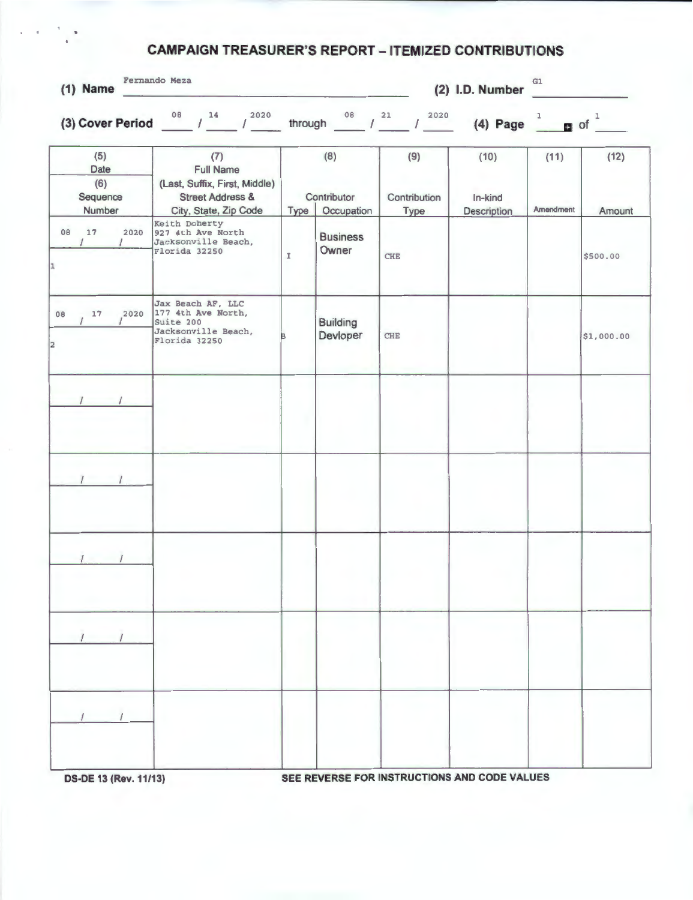# CAMPAIGN TREASURER'S REPORT – ITEMIZED CONTRIBUTIONS

**(1) Name** Fernando Meza **(2) I.D. Number** G1

**(3) Cover Period** 08 / 14 / 2020 through 08 / 21 / 2020 **(4) Page** 1 of 1

| (5) Date / (6) Sequence Number | (7) Full Name (Last, Suffix, First, Middle) Street Address & City, State, Zip Code | (8) Contributor Type | (8) Contributor Occupation | (9) Contribution Type | (10) In-kind Description | (11) Amendment | (12) Amount |
|---|---|---|---|---|---|---|---|
| 08 / 17 / 2020<br>1 | Keith Doherty<br>927 4th Ave North<br>Jacksonville Beach, Florida 32250 | I | Business Owner | CHE | | | $500.00 |
| 08 / 17 / 2020<br>2 | Jax Beach AP, LLC<br>177 4th Ave North, Suite 200<br>Jacksonville Beach, Florida 32250 | B | Building Devloper | CHE | | | $1,000.00 |
| / / | | | | | | | |
| / / | | | | | | | |
| / / | | | | | | | |
| / / | | | | | | | |
| / / | | | | | | | |

**DS-DE 13 (Rev. 11/13)** **SEE REVERSE FOR INSTRUCTIONS AND CODE VALUES**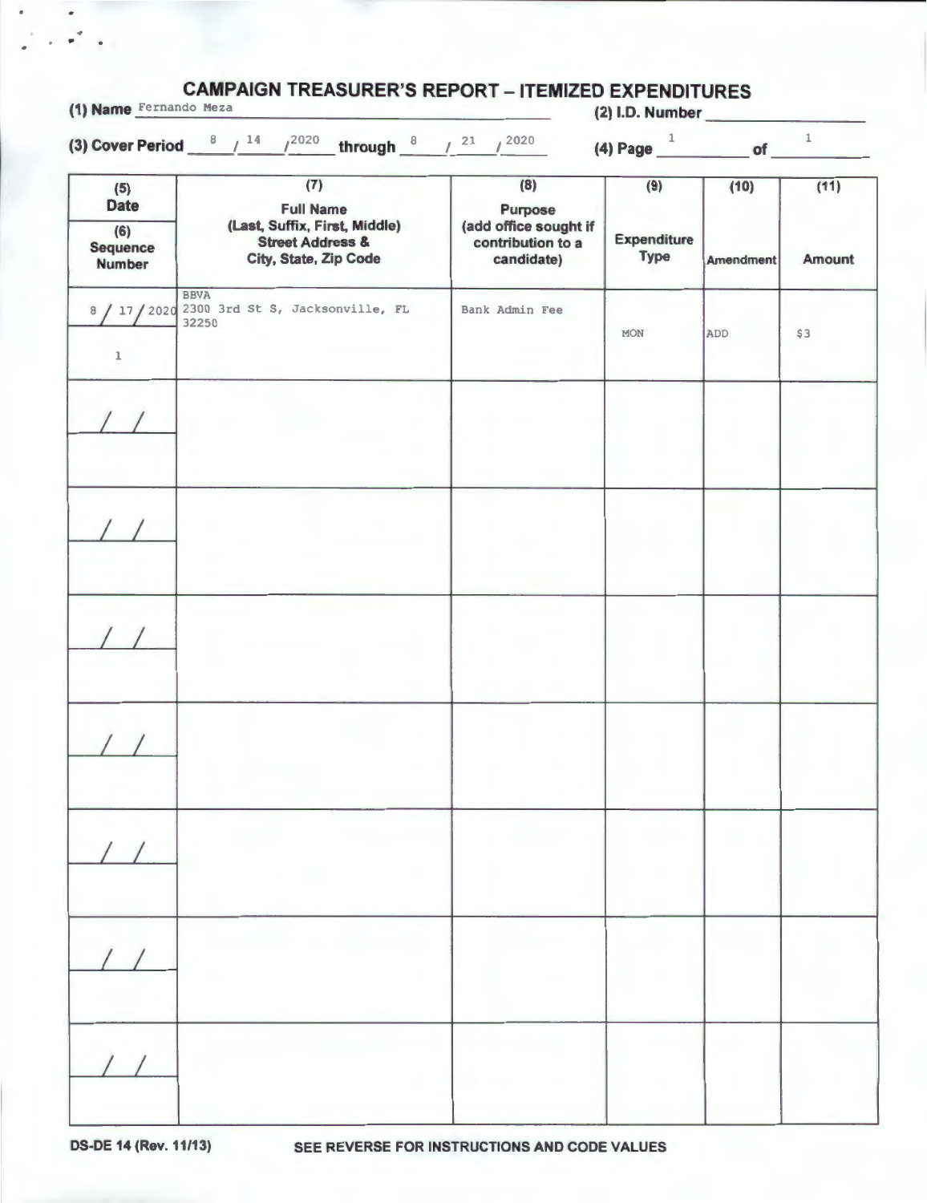# CAMPAIGN TREASURER'S REPORT – ITEMIZED EXPENDITURES

**(1) Name** Fernando Meza

**(2) I.D. Number**

**(3) Cover Period** 8 / 14 / 2020 **through** 8 / 21 / 2020

**(4) Page** 1 **of** 1

| (5) Date / (6) Sequence Number | (7) Full Name (Last, Suffix, First, Middle) Street Address & City, State, Zip Code | (8) Purpose (add office sought if contribution to a candidate) | (9) Expenditure Type | (10) Amendment | (11) Amount |
|---|---|---|---|---|---|
| 8 / 17 / 2020<br>1 | BBVA<br>2300 3rd St S, Jacksonville, FL 32250 | Bank Admin Fee | MON | ADD | $3 |
| / / | | | | | |
| / / | | | | | |
| / / | | | | | |
| / / | | | | | |
| / / | | | | | |
| / / | | | | | |
| / / | | | | | |

**DS-DE 14 (Rev. 11/13)** **SEE REVERSE FOR INSTRUCTIONS AND CODE VALUES**